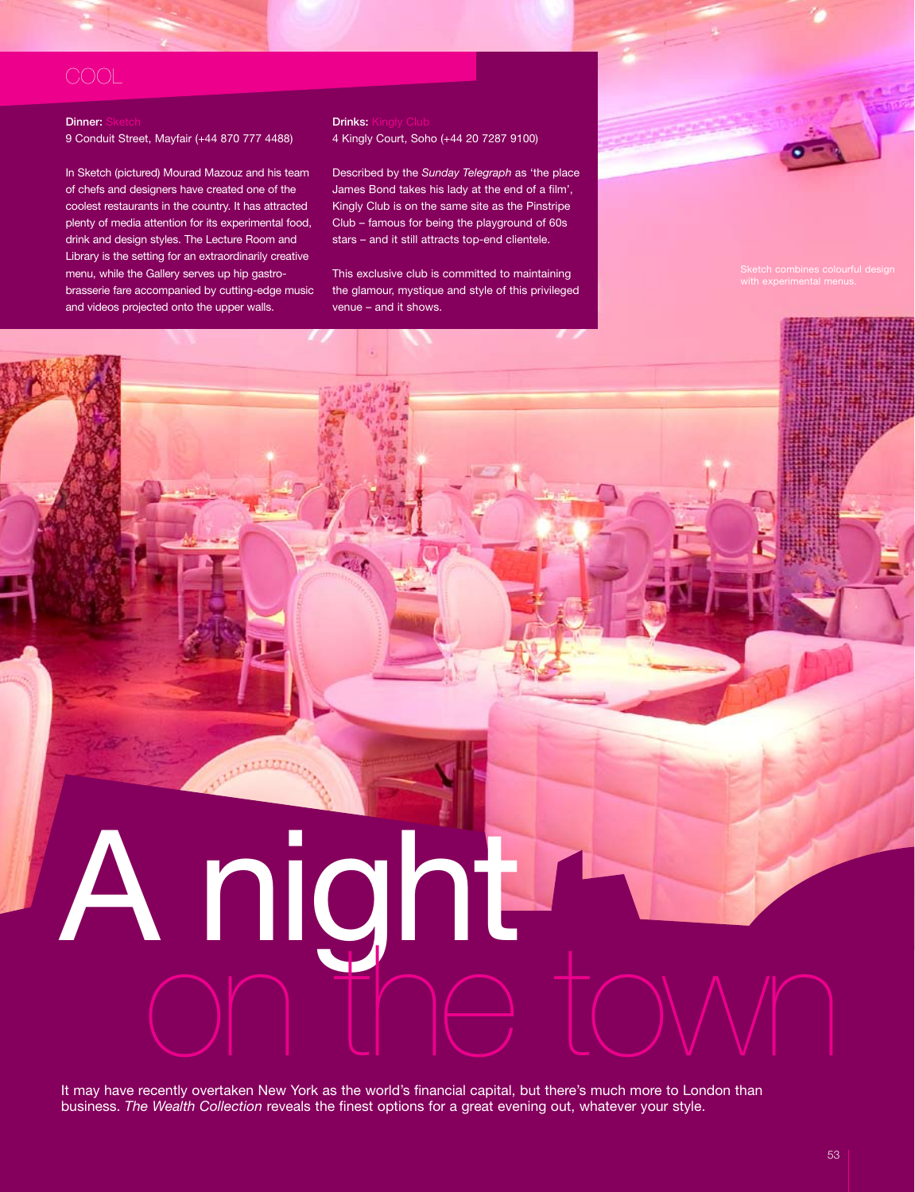COOL

# A night on the town

It may have recently overtaken New York as the world's financial capital, but there's much more to London than business. *The Wealth Collection* reveals the finest options for a great evening out, whatever your style.

**Dinner:** Sketch
9 Conduit Street, Mayfair (+44 870 777 4488)

In Sketch (pictured) Mourad Mazouz and his team of chefs and designers have created one of the coolest restaurants in the country. It has attracted plenty of media attention for its experimental food, drink and design styles. The Lecture Room and Library is the setting for an extraordinarily creative menu, while the Gallery serves up hip gastro-brasserie fare accompanied by cutting-edge music and videos projected onto the upper walls.

**Drinks:** Kingly Club
4 Kingly Court, Soho (+44 20 7287 9100)

Described by the *Sunday Telegraph* as 'the place James Bond takes his lady at the end of a film', Kingly Club is on the same site as the Pinstripe Club – famous for being the playground of 60s stars – and it still attracts top-end clientele.

This exclusive club is committed to maintaining the glamour, mystique and style of this privileged venue – and it shows.

Sketch combines colourful design with experimental menus.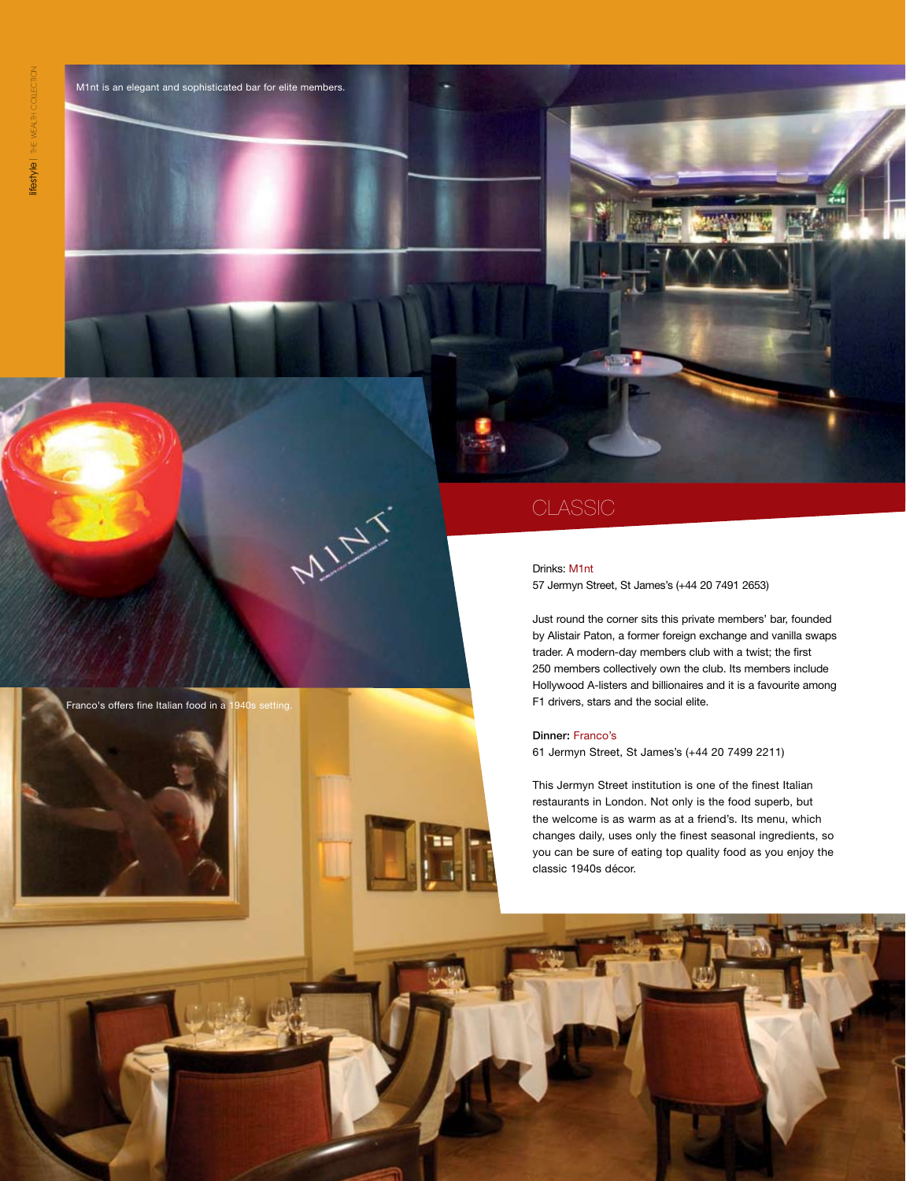M1nt is an elegant and sophisticated bar for elite members.

## CLASSIC

Drinks: M1nt
57 Jermyn Street, St James's (+44 20 7491 2653)

Just round the corner sits this private members' bar, founded by Alistair Paton, a former foreign exchange and vanilla swaps trader. A modern-day members club with a twist; the first 250 members collectively own the club. Its members include Hollywood A-listers and billionaires and it is a favourite among F1 drivers, stars and the social elite.

**Dinner:** Franco's
61 Jermyn Street, St James's (+44 20 7499 2211)

This Jermyn Street institution is one of the finest Italian restaurants in London. Not only is the food superb, but the welcome is as warm as at a friend's. Its menu, which changes daily, uses only the finest seasonal ingredients, so you can be sure of eating top quality food as you enjoy the classic 1940s décor.

Franco's offers fine Italian food in a 1940s setting.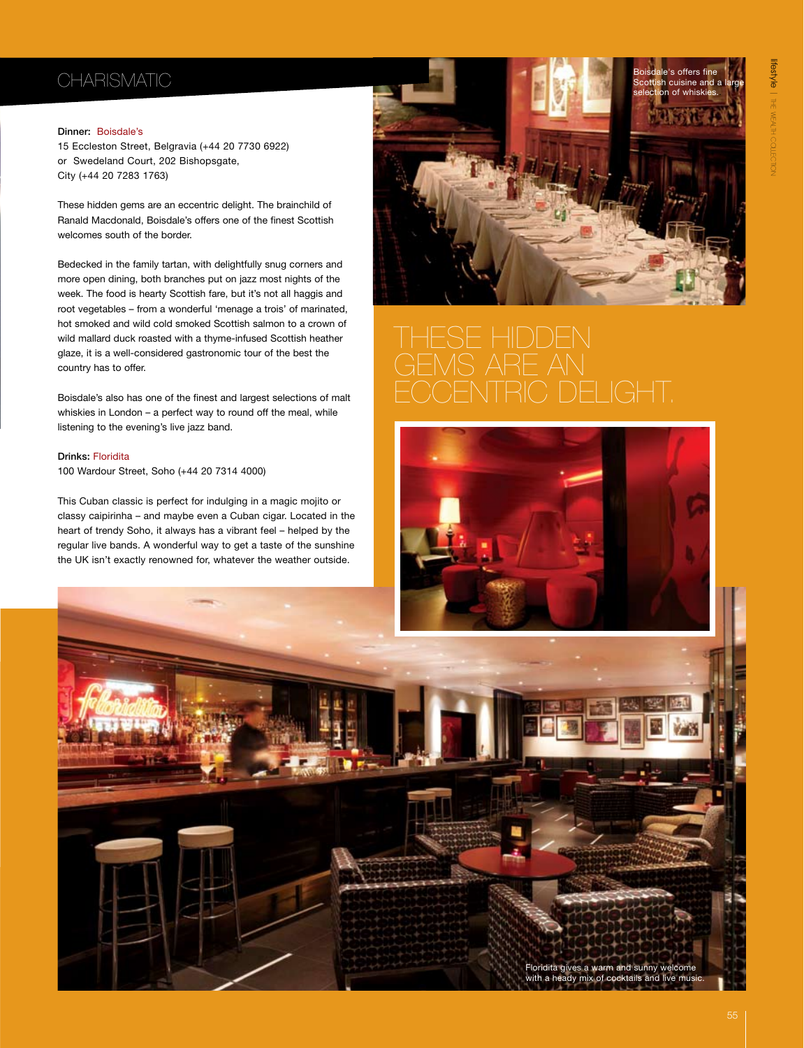## CHARISMATIC

**Dinner:** Boisdale's
15 Eccleston Street, Belgravia (+44 20 7730 6922)
or Swedeland Court, 202 Bishopsgate,
City (+44 20 7283 1763)

These hidden gems are an eccentric delight. The brainchild of Ranald Macdonald, Boisdale's offers one of the finest Scottish welcomes south of the border.

Bedecked in the family tartan, with delightfully snug corners and more open dining, both branches put on jazz most nights of the week. The food is hearty Scottish fare, but it's not all haggis and root vegetables – from a wonderful 'menage a trois' of marinated, hot smoked and wild cold smoked Scottish salmon to a crown of wild mallard duck roasted with a thyme-infused Scottish heather glaze, it is a well-considered gastronomic tour of the best the country has to offer.

Boisdale's also has one of the finest and largest selections of malt whiskies in London – a perfect way to round off the meal, while listening to the evening's live jazz band.

**Drinks:** Floridita
100 Wardour Street, Soho (+44 20 7314 4000)

This Cuban classic is perfect for indulging in a magic mojito or classy caipirinha – and maybe even a Cuban cigar. Located in the heart of trendy Soho, it always has a vibrant feel – helped by the regular live bands. A wonderful way to get a taste of the sunshine the UK isn't exactly renowned for, whatever the weather outside.

Boisdale's offers fine Scottish cuisine and a large selection of whiskies.

THESE HIDDEN GEMS ARE AN ECCENTRIC DELIGHT.

Floridita gives a warm and sunny welcome with a heady mix of cocktails and live music.